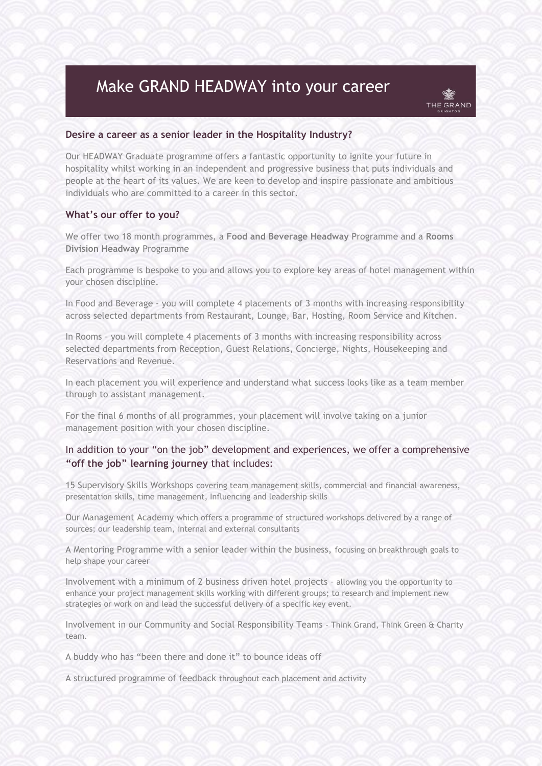# Make GRAND HEADWAY into your career

THE GRAND

### Desire a career as a senior leader in the Hospitality Industry?

Our HEADWAY Graduate programme offers a fantastic opportunity to ignite your future in hospitality whilst working in an independent and progressive business that puts individuals and people at the heart of its values. We are keen to develop and inspire passionate and ambitious individuals who are committed to a career in this sector.

### What's our offer to you?

We offer two 18 month programmes, a **Food and Beverage Headway** Programme and a **Rooms Division Headway** Programme

Each programme is bespoke to you and allows you to explore key areas of hotel management within your chosen discipline.

In Food and Beverage - you will complete 4 placements of 3 months with increasing responsibility across selected departments from Restaurant, Lounge, Bar, Hosting, Room Service and Kitchen.

In Rooms – you will complete 4 placements of 3 months with increasing responsibility across selected departments from Reception, Guest Relations, Concierge, Nights, Housekeeping and Reservations and Revenue.

In each placement you will experience and understand what success looks like as a team member through to assistant management.

For the final 6 months of all programmes, your placement will involve taking on a junior management position with your chosen discipline.

### In addition to your "on the job" development and experiences, we offer a comprehensive **"off the job" learning journey** that includes:

15 Supervisory Skills Workshops covering team management skills, commercial and financial awareness, presentation skills, time management, Influencing and leadership skills

Our Management Academy which offers a programme of structured workshops delivered by a range of sources; our leadership team, internal and external consultants

A Mentoring Programme with a senior leader within the business, focusing on breakthrough goals to help shape your career

Involvement with a minimum of 2 business driven hotel projects – allowing you the opportunity to enhance your project management skills working with different groups; to research and implement new strategies or work on and lead the successful delivery of a specific key event.

Involvement in our Community and Social Responsibility Teams – Think Grand, Think Green & Charity team.

A buddy who has "been there and done it" to bounce ideas off

A structured programme of feedback throughout each placement and activity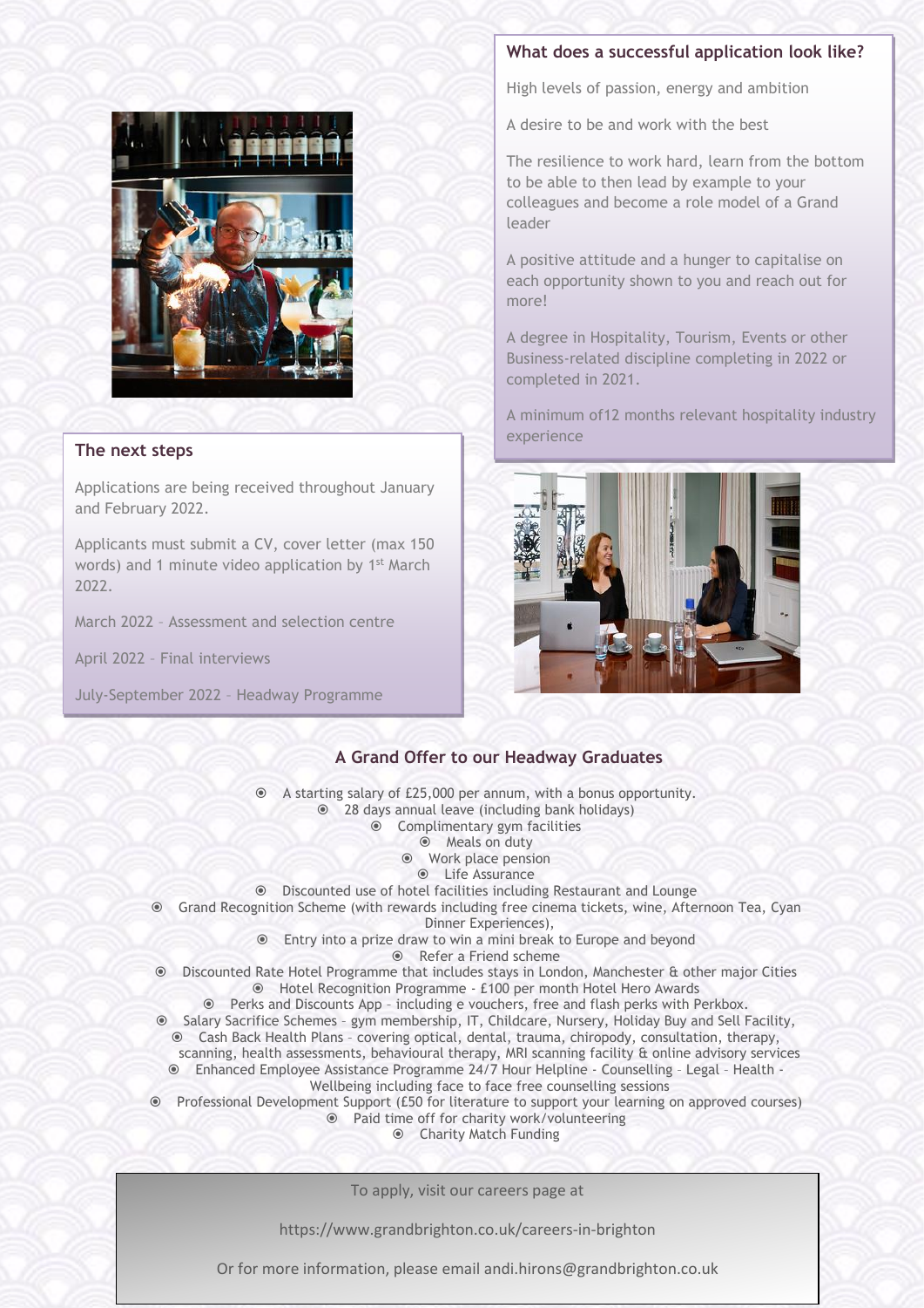## What does a successful application look like?

High levels of passion, energy and ambition

A desire to be and work with the best

The resilience to work hard, learn from the bottom to be able to then lead by example to your colleagues and become a role model of a Grand leader

A positive attitude and a hunger to capitalise on each opportunity shown to you and reach out for more!

A degree in Hospitality, Tourism, Events or other Business-related discipline completing in 2022 or completed in 2021.

A minimum of12 months relevant hospitality industry experience

## The next steps

Applications are being received throughout January and February 2022.

Applicants must submit a CV, cover letter (max 150 words) and 1 minute video application by 1st March 2022.

March 2022 – Assessment and selection centre

April 2022 – Final interviews

July-September 2022 – Headway Programme

## A Grand Offer to our Headway Graduates

- A starting salary of £25,000 per annum, with a bonus opportunity.
- 28 days annual leave (including bank holidays)
- Complimentary gym facilities
- Meals on duty
- Work place pension
- Life Assurance
- Discounted use of hotel facilities including Restaurant and Lounge
- Grand Recognition Scheme (with rewards including free cinema tickets, wine, Afternoon Tea, Cyan Dinner Experiences),
- Entry into a prize draw to win a mini break to Europe and beyond
- Refer a Friend scheme
- Discounted Rate Hotel Programme that includes stays in London, Manchester & other major Cities
- Hotel Recognition Programme - £100 per month Hotel Hero Awards
- Perks and Discounts App – including e vouchers, free and flash perks with Perkbox.
- Salary Sacrifice Schemes – gym membership, IT, Childcare, Nursery, Holiday Buy and Sell Facility,
- Cash Back Health Plans – covering optical, dental, trauma, chiropody, consultation, therapy, scanning, health assessments, behavioural therapy, MRI scanning facility & online advisory services
- Enhanced Employee Assistance Programme 24/7 Hour Helpline - Counselling – Legal – Health - Wellbeing including face to face free counselling sessions
- Professional Development Support (£50 for literature to support your learning on approved courses)
- Paid time off for charity work/volunteering
- Charity Match Funding

To apply, visit our careers page at

https://www.grandbrighton.co.uk/careers-in-brighton

Or for more information, please email andi.hirons@grandbrighton.co.uk